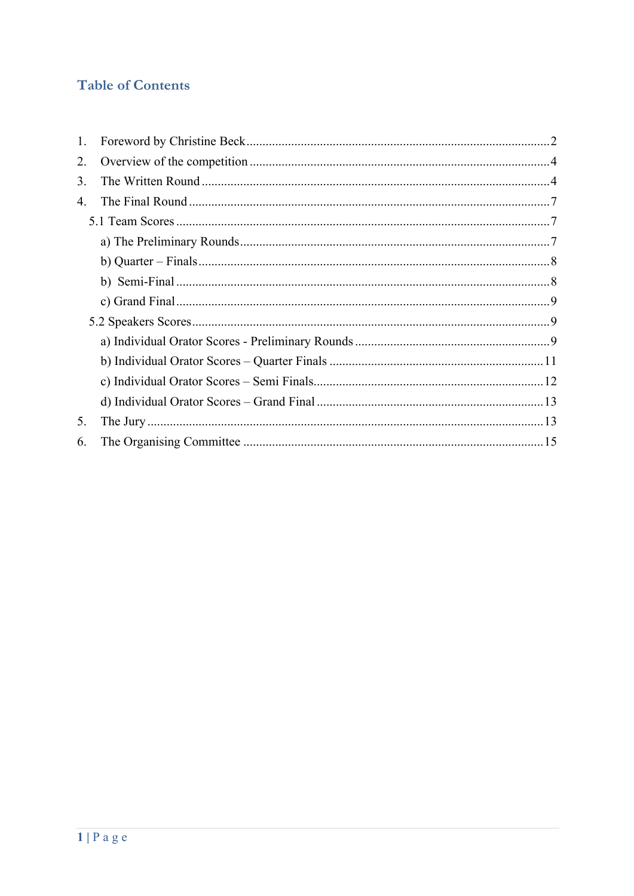## Table of Contents

1. Foreword by Christine Beck .......... 2
2. Overview of the competition .......... 4
3. The Written Round .......... 4
4. The Final Round .......... 7
   - 5.1 Team Scores .......... 7
     - a) The Preliminary Rounds .......... 7
     - b) Quarter – Finals .......... 8
     - b) Semi-Final .......... 8
     - c) Grand Final .......... 9
   - 5.2 Speakers Scores .......... 9
     - a) Individual Orator Scores - Preliminary Rounds .......... 9
     - b) Individual Orator Scores – Quarter Finals .......... 11
     - c) Individual Orator Scores – Semi Finals .......... 12
     - d) Individual Orator Scores – Grand Final .......... 13
5. The Jury .......... 13
6. The Organising Committee .......... 15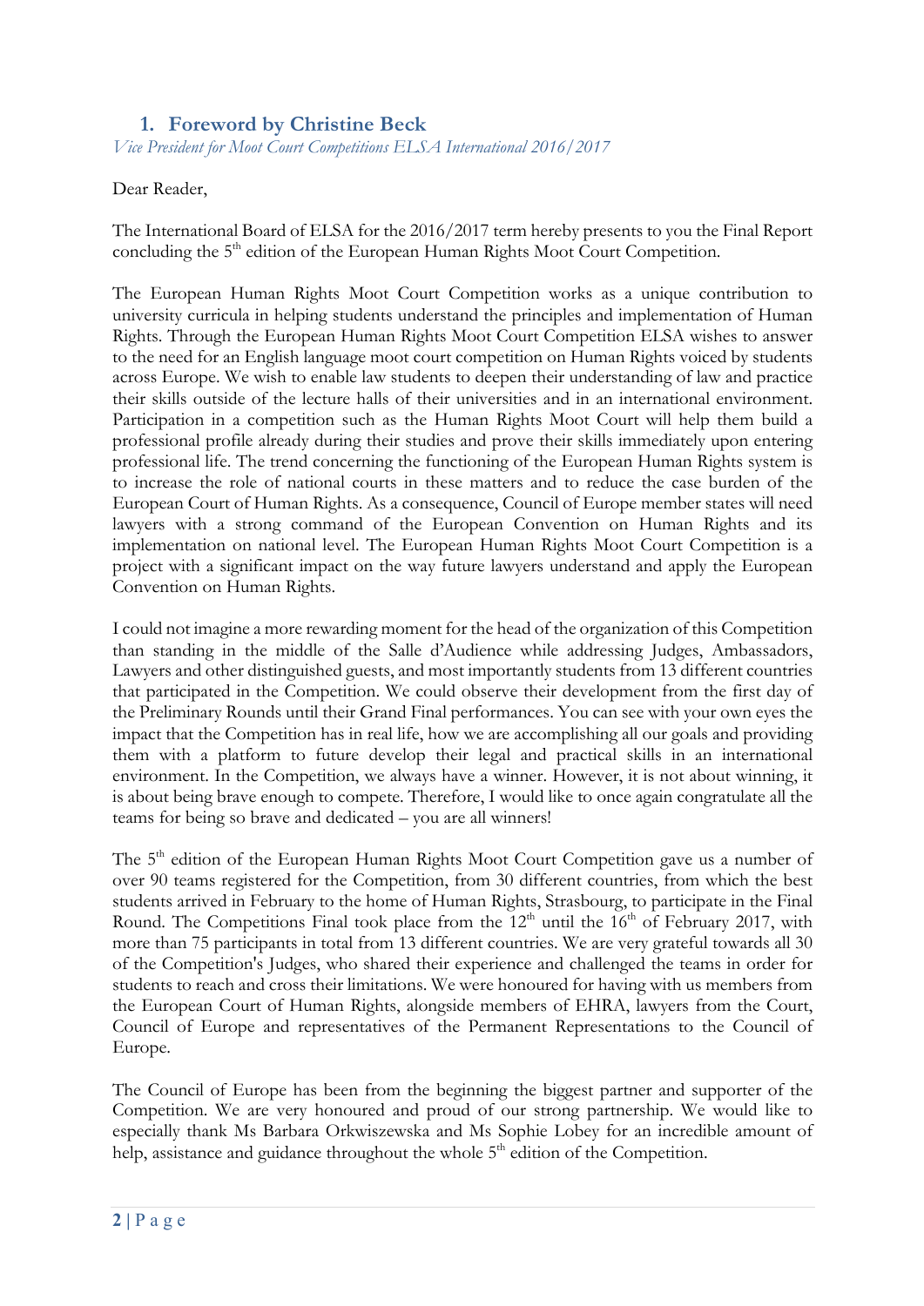## 1. Foreword by Christine Beck

*Vice President for Moot Court Competitions ELSA International 2016/2017*

Dear Reader,

The International Board of ELSA for the 2016/2017 term hereby presents to you the Final Report concluding the 5th edition of the European Human Rights Moot Court Competition.

The European Human Rights Moot Court Competition works as a unique contribution to university curricula in helping students understand the principles and implementation of Human Rights. Through the European Human Rights Moot Court Competition ELSA wishes to answer to the need for an English language moot court competition on Human Rights voiced by students across Europe. We wish to enable law students to deepen their understanding of law and practice their skills outside of the lecture halls of their universities and in an international environment. Participation in a competition such as the Human Rights Moot Court will help them build a professional profile already during their studies and prove their skills immediately upon entering professional life. The trend concerning the functioning of the European Human Rights system is to increase the role of national courts in these matters and to reduce the case burden of the European Court of Human Rights. As a consequence, Council of Europe member states will need lawyers with a strong command of the European Convention on Human Rights and its implementation on national level. The European Human Rights Moot Court Competition is a project with a significant impact on the way future lawyers understand and apply the European Convention on Human Rights.

I could not imagine a more rewarding moment for the head of the organization of this Competition than standing in the middle of the Salle d'Audience while addressing Judges, Ambassadors, Lawyers and other distinguished guests, and most importantly students from 13 different countries that participated in the Competition. We could observe their development from the first day of the Preliminary Rounds until their Grand Final performances. You can see with your own eyes the impact that the Competition has in real life, how we are accomplishing all our goals and providing them with a platform to future develop their legal and practical skills in an international environment. In the Competition, we always have a winner. However, it is not about winning, it is about being brave enough to compete. Therefore, I would like to once again congratulate all the teams for being so brave and dedicated – you are all winners!

The 5th edition of the European Human Rights Moot Court Competition gave us a number of over 90 teams registered for the Competition, from 30 different countries, from which the best students arrived in February to the home of Human Rights, Strasbourg, to participate in the Final Round. The Competitions Final took place from the 12th until the 16th of February 2017, with more than 75 participants in total from 13 different countries. We are very grateful towards all 30 of the Competition's Judges, who shared their experience and challenged the teams in order for students to reach and cross their limitations. We were honoured for having with us members from the European Court of Human Rights, alongside members of EHRA, lawyers from the Court, Council of Europe and representatives of the Permanent Representations to the Council of Europe.

The Council of Europe has been from the beginning the biggest partner and supporter of the Competition. We are very honoured and proud of our strong partnership. We would like to especially thank Ms Barbara Orkwiszewska and Ms Sophie Lobey for an incredible amount of help, assistance and guidance throughout the whole 5th edition of the Competition.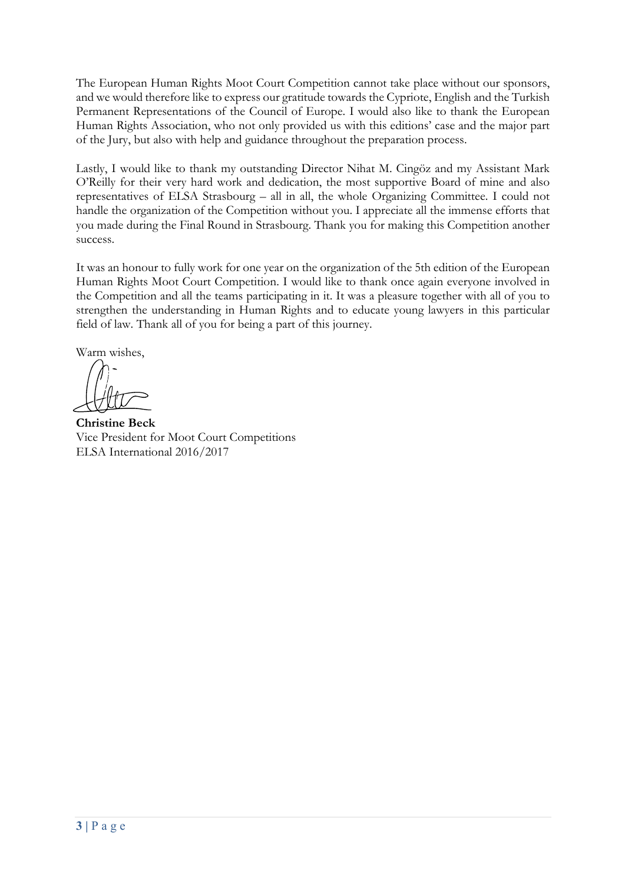The European Human Rights Moot Court Competition cannot take place without our sponsors, and we would therefore like to express our gratitude towards the Cypriote, English and the Turkish Permanent Representations of the Council of Europe. I would also like to thank the European Human Rights Association, who not only provided us with this editions' case and the major part of the Jury, but also with help and guidance throughout the preparation process.

Lastly, I would like to thank my outstanding Director Nihat M. Cingöz and my Assistant Mark O'Reilly for their very hard work and dedication, the most supportive Board of mine and also representatives of ELSA Strasbourg – all in all, the whole Organizing Committee. I could not handle the organization of the Competition without you. I appreciate all the immense efforts that you made during the Final Round in Strasbourg. Thank you for making this Competition another success.

It was an honour to fully work for one year on the organization of the 5th edition of the European Human Rights Moot Court Competition. I would like to thank once again everyone involved in the Competition and all the teams participating in it. It was a pleasure together with all of you to strengthen the understanding in Human Rights and to educate young lawyers in this particular field of law. Thank all of you for being a part of this journey.

Warm wishes,

**Christine Beck**
Vice President for Moot Court Competitions
ELSA International 2016/2017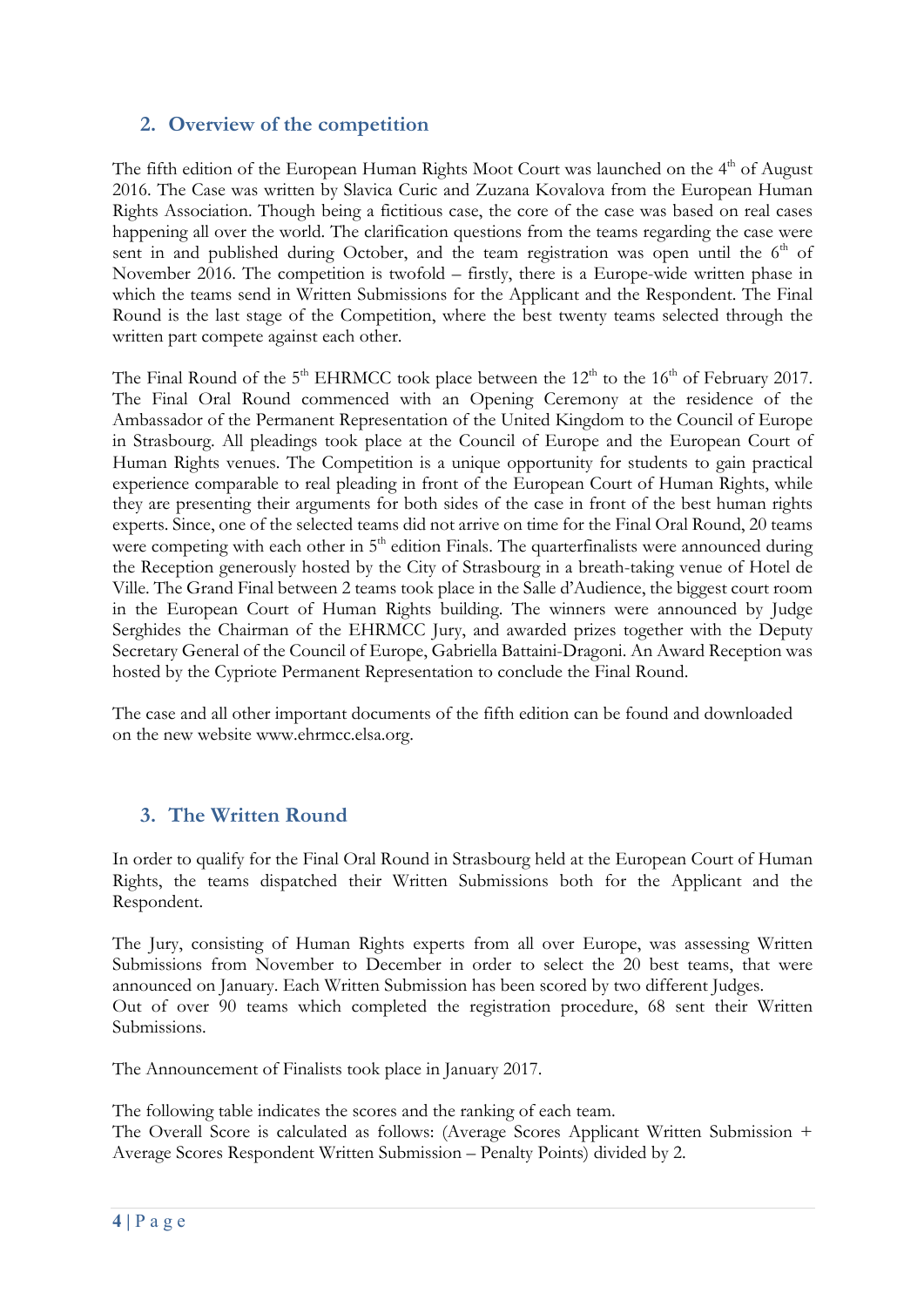## 2. Overview of the competition

The fifth edition of the European Human Rights Moot Court was launched on the 4th of August 2016. The Case was written by Slavica Curic and Zuzana Kovalova from the European Human Rights Association. Though being a fictitious case, the core of the case was based on real cases happening all over the world. The clarification questions from the teams regarding the case were sent in and published during October, and the team registration was open until the 6th of November 2016. The competition is twofold – firstly, there is a Europe-wide written phase in which the teams send in Written Submissions for the Applicant and the Respondent. The Final Round is the last stage of the Competition, where the best twenty teams selected through the written part compete against each other.

The Final Round of the 5th EHRMCC took place between the 12th to the 16th of February 2017. The Final Oral Round commenced with an Opening Ceremony at the residence of the Ambassador of the Permanent Representation of the United Kingdom to the Council of Europe in Strasbourg. All pleadings took place at the Council of Europe and the European Court of Human Rights venues. The Competition is a unique opportunity for students to gain practical experience comparable to real pleading in front of the European Court of Human Rights, while they are presenting their arguments for both sides of the case in front of the best human rights experts. Since, one of the selected teams did not arrive on time for the Final Oral Round, 20 teams were competing with each other in 5th edition Finals. The quarterfinalists were announced during the Reception generously hosted by the City of Strasbourg in a breath-taking venue of Hotel de Ville. The Grand Final between 2 teams took place in the Salle d'Audience, the biggest court room in the European Court of Human Rights building. The winners were announced by Judge Serghides the Chairman of the EHRMCC Jury, and awarded prizes together with the Deputy Secretary General of the Council of Europe, Gabriella Battaini-Dragoni. An Award Reception was hosted by the Cypriote Permanent Representation to conclude the Final Round.

The case and all other important documents of the fifth edition can be found and downloaded on the new website www.ehrmcc.elsa.org.

## 3. The Written Round

In order to qualify for the Final Oral Round in Strasbourg held at the European Court of Human Rights, the teams dispatched their Written Submissions both for the Applicant and the Respondent.

The Jury, consisting of Human Rights experts from all over Europe, was assessing Written Submissions from November to December in order to select the 20 best teams, that were announced on January. Each Written Submission has been scored by two different Judges.
Out of over 90 teams which completed the registration procedure, 68 sent their Written Submissions.

The Announcement of Finalists took place in January 2017.

The following table indicates the scores and the ranking of each team.
The Overall Score is calculated as follows: (Average Scores Applicant Written Submission + Average Scores Respondent Written Submission – Penalty Points) divided by 2.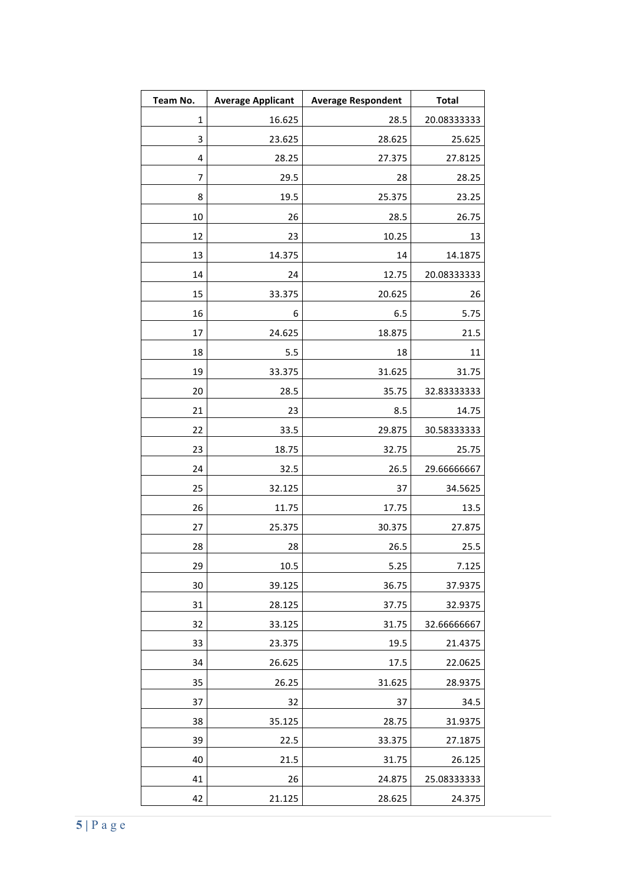| Team No. | Average Applicant | Average Respondent | Total |
|---|---|---|---|
| 1 | 16.625 | 28.5 | 20.08333333 |
| 3 | 23.625 | 28.625 | 25.625 |
| 4 | 28.25 | 27.375 | 27.8125 |
| 7 | 29.5 | 28 | 28.25 |
| 8 | 19.5 | 25.375 | 23.25 |
| 10 | 26 | 28.5 | 26.75 |
| 12 | 23 | 10.25 | 13 |
| 13 | 14.375 | 14 | 14.1875 |
| 14 | 24 | 12.75 | 20.08333333 |
| 15 | 33.375 | 20.625 | 26 |
| 16 | 6 | 6.5 | 5.75 |
| 17 | 24.625 | 18.875 | 21.5 |
| 18 | 5.5 | 18 | 11 |
| 19 | 33.375 | 31.625 | 31.75 |
| 20 | 28.5 | 35.75 | 32.83333333 |
| 21 | 23 | 8.5 | 14.75 |
| 22 | 33.5 | 29.875 | 30.58333333 |
| 23 | 18.75 | 32.75 | 25.75 |
| 24 | 32.5 | 26.5 | 29.66666667 |
| 25 | 32.125 | 37 | 34.5625 |
| 26 | 11.75 | 17.75 | 13.5 |
| 27 | 25.375 | 30.375 | 27.875 |
| 28 | 28 | 26.5 | 25.5 |
| 29 | 10.5 | 5.25 | 7.125 |
| 30 | 39.125 | 36.75 | 37.9375 |
| 31 | 28.125 | 37.75 | 32.9375 |
| 32 | 33.125 | 31.75 | 32.66666667 |
| 33 | 23.375 | 19.5 | 21.4375 |
| 34 | 26.625 | 17.5 | 22.0625 |
| 35 | 26.25 | 31.625 | 28.9375 |
| 37 | 32 | 37 | 34.5 |
| 38 | 35.125 | 28.75 | 31.9375 |
| 39 | 22.5 | 33.375 | 27.1875 |
| 40 | 21.5 | 31.75 | 26.125 |
| 41 | 26 | 24.875 | 25.08333333 |
| 42 | 21.125 | 28.625 | 24.375 |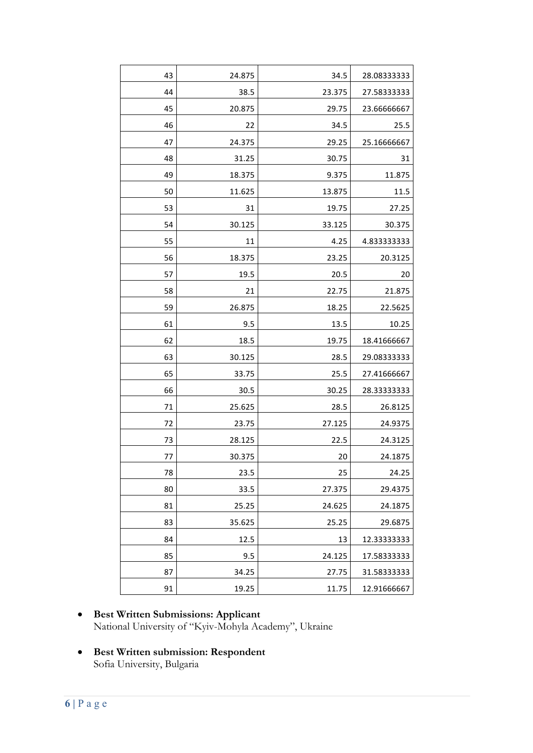| | | | |
|---|---|---|---|
| 43 | 24.875 | 34.5 | 28.08333333 |
| 44 | 38.5 | 23.375 | 27.58333333 |
| 45 | 20.875 | 29.75 | 23.66666667 |
| 46 | 22 | 34.5 | 25.5 |
| 47 | 24.375 | 29.25 | 25.16666667 |
| 48 | 31.25 | 30.75 | 31 |
| 49 | 18.375 | 9.375 | 11.875 |
| 50 | 11.625 | 13.875 | 11.5 |
| 53 | 31 | 19.75 | 27.25 |
| 54 | 30.125 | 33.125 | 30.375 |
| 55 | 11 | 4.25 | 4.833333333 |
| 56 | 18.375 | 23.25 | 20.3125 |
| 57 | 19.5 | 20.5 | 20 |
| 58 | 21 | 22.75 | 21.875 |
| 59 | 26.875 | 18.25 | 22.5625 |
| 61 | 9.5 | 13.5 | 10.25 |
| 62 | 18.5 | 19.75 | 18.41666667 |
| 63 | 30.125 | 28.5 | 29.08333333 |
| 65 | 33.75 | 25.5 | 27.41666667 |
| 66 | 30.5 | 30.25 | 28.33333333 |
| 71 | 25.625 | 28.5 | 26.8125 |
| 72 | 23.75 | 27.125 | 24.9375 |
| 73 | 28.125 | 22.5 | 24.3125 |
| 77 | 30.375 | 20 | 24.1875 |
| 78 | 23.5 | 25 | 24.25 |
| 80 | 33.5 | 27.375 | 29.4375 |
| 81 | 25.25 | 24.625 | 24.1875 |
| 83 | 35.625 | 25.25 | 29.6875 |
| 84 | 12.5 | 13 | 12.33333333 |
| 85 | 9.5 | 24.125 | 17.58333333 |
| 87 | 34.25 | 27.75 | 31.58333333 |
| 91 | 19.25 | 11.75 | 12.91666667 |

- **Best Written Submissions: Applicant**
  National University of "Kyiv-Mohyla Academy", Ukraine

- **Best Written submission: Respondent**
  Sofia University, Bulgaria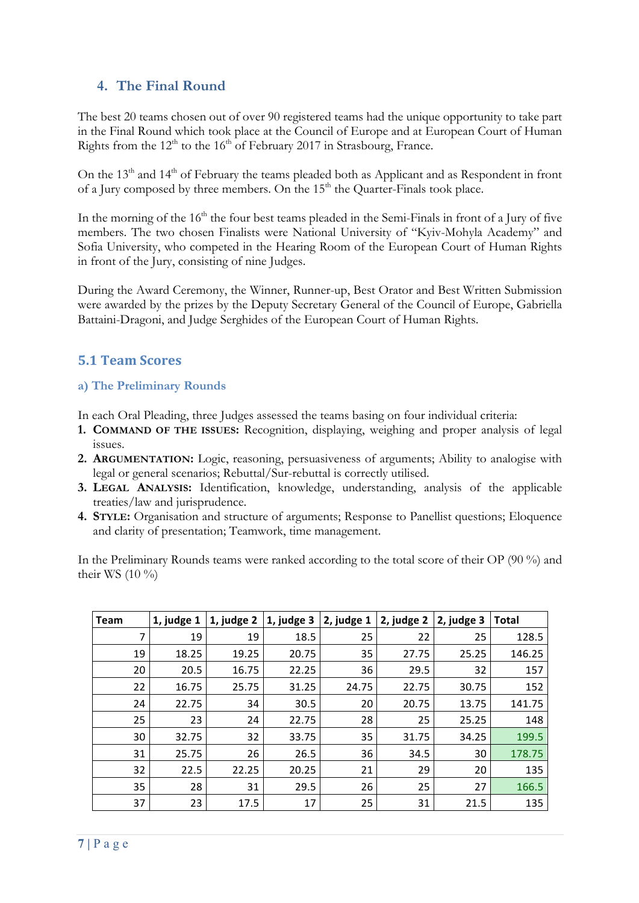## 4. The Final Round

The best 20 teams chosen out of over 90 registered teams had the unique opportunity to take part in the Final Round which took place at the Council of Europe and at European Court of Human Rights from the 12th to the 16th of February 2017 in Strasbourg, France.

On the 13th and 14th of February the teams pleaded both as Applicant and as Respondent in front of a Jury composed by three members. On the 15th the Quarter-Finals took place.

In the morning of the 16th the four best teams pleaded in the Semi-Finals in front of a Jury of five members. The two chosen Finalists were National University of "Kyiv-Mohyla Academy" and Sofia University, who competed in the Hearing Room of the European Court of Human Rights in front of the Jury, consisting of nine Judges.

During the Award Ceremony, the Winner, Runner-up, Best Orator and Best Written Submission were awarded by the prizes by the Deputy Secretary General of the Council of Europe, Gabriella Battaini-Dragoni, and Judge Serghides of the European Court of Human Rights.

## 5.1 Team Scores

### a) The Preliminary Rounds

In each Oral Pleading, three Judges assessed the teams basing on four individual criteria:

1. **Command of the issues:** Recognition, displaying, weighing and proper analysis of legal issues.
2. **Argumentation:** Logic, reasoning, persuasiveness of arguments; Ability to analogise with legal or general scenarios; Rebuttal/Sur-rebuttal is correctly utilised.
3. **Legal Analysis:** Identification, knowledge, understanding, analysis of the applicable treaties/law and jurisprudence.
4. **Style:** Organisation and structure of arguments; Response to Panellist questions; Eloquence and clarity of presentation; Teamwork, time management.

In the Preliminary Rounds teams were ranked according to the total score of their OP (90 %) and their WS (10 %)

| Team | 1, judge 1 | 1, judge 2 | 1, judge 3 | 2, judge 1 | 2, judge 2 | 2, judge 3 | Total |
|---|---|---|---|---|---|---|---|
| 7 | 19 | 19 | 18.5 | 25 | 22 | 25 | 128.5 |
| 19 | 18.25 | 19.25 | 20.75 | 35 | 27.75 | 25.25 | 146.25 |
| 20 | 20.5 | 16.75 | 22.25 | 36 | 29.5 | 32 | 157 |
| 22 | 16.75 | 25.75 | 31.25 | 24.75 | 22.75 | 30.75 | 152 |
| 24 | 22.75 | 34 | 30.5 | 20 | 20.75 | 13.75 | 141.75 |
| 25 | 23 | 24 | 22.75 | 28 | 25 | 25.25 | 148 |
| 30 | 32.75 | 32 | 33.75 | 35 | 31.75 | 34.25 | 199.5 |
| 31 | 25.75 | 26 | 26.5 | 36 | 34.5 | 30 | 178.75 |
| 32 | 22.5 | 22.25 | 20.25 | 21 | 29 | 20 | 135 |
| 35 | 28 | 31 | 29.5 | 26 | 25 | 27 | 166.5 |
| 37 | 23 | 17.5 | 17 | 25 | 31 | 21.5 | 135 |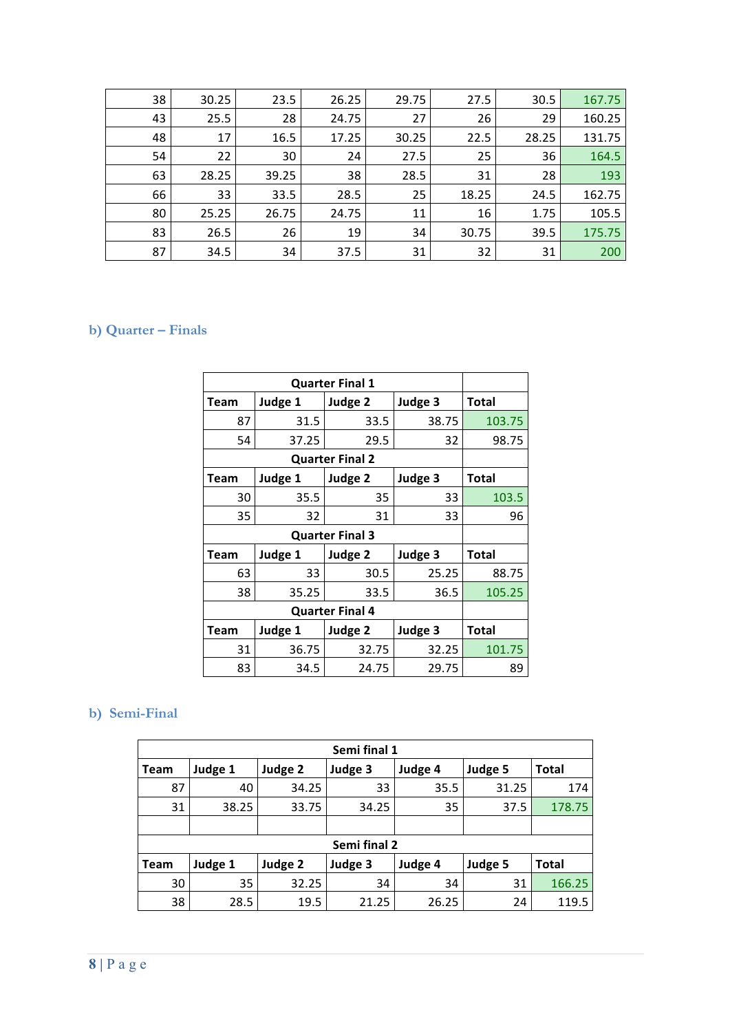| | | | | | | | |
|---|---|---|---|---|---|---|---|
| 38 | 30.25 | 23.5 | 26.25 | 29.75 | 27.5 | 30.5 | 167.75 |
| 43 | 25.5 | 28 | 24.75 | 27 | 26 | 29 | 160.25 |
| 48 | 17 | 16.5 | 17.25 | 30.25 | 22.5 | 28.25 | 131.75 |
| 54 | 22 | 30 | 24 | 27.5 | 25 | 36 | 164.5 |
| 63 | 28.25 | 39.25 | 38 | 28.5 | 31 | 28 | 193 |
| 66 | 33 | 33.5 | 28.5 | 25 | 18.25 | 24.5 | 162.75 |
| 80 | 25.25 | 26.75 | 24.75 | 11 | 16 | 1.75 | 105.5 |
| 83 | 26.5 | 26 | 19 | 34 | 30.75 | 39.5 | 175.75 |
| 87 | 34.5 | 34 | 37.5 | 31 | 32 | 31 | 200 |

### b) Quarter – Finals

| Quarter Final 1 | | | | |
|---|---|---|---|---|
| Team | Judge 1 | Judge 2 | Judge 3 | Total |
| 87 | 31.5 | 33.5 | 38.75 | 103.75 |
| 54 | 37.25 | 29.5 | 32 | 98.75 |
| **Quarter Final 2** | | | | |
| Team | Judge 1 | Judge 2 | Judge 3 | Total |
| 30 | 35.5 | 35 | 33 | 103.5 |
| 35 | 32 | 31 | 33 | 96 |
| **Quarter Final 3** | | | | |
| Team | Judge 1 | Judge 2 | Judge 3 | Total |
| 63 | 33 | 30.5 | 25.25 | 88.75 |
| 38 | 35.25 | 33.5 | 36.5 | 105.25 |
| **Quarter Final 4** | | | | |
| Team | Judge 1 | Judge 2 | Judge 3 | Total |
| 31 | 36.75 | 32.75 | 32.25 | 101.75 |
| 83 | 34.5 | 24.75 | 29.75 | 89 |

### b) Semi-Final

| Semi final 1 | | | | | | |
|---|---|---|---|---|---|---|
| Team | Judge 1 | Judge 2 | Judge 3 | Judge 4 | Judge 5 | Total |
| 87 | 40 | 34.25 | 33 | 35.5 | 31.25 | 174 |
| 31 | 38.25 | 33.75 | 34.25 | 35 | 37.5 | 178.75 |
| | | | | | | |
| **Semi final 2** | | | | | | |
| Team | Judge 1 | Judge 2 | Judge 3 | Judge 4 | Judge 5 | Total |
| 30 | 35 | 32.25 | 34 | 34 | 31 | 166.25 |
| 38 | 28.5 | 19.5 | 21.25 | 26.25 | 24 | 119.5 |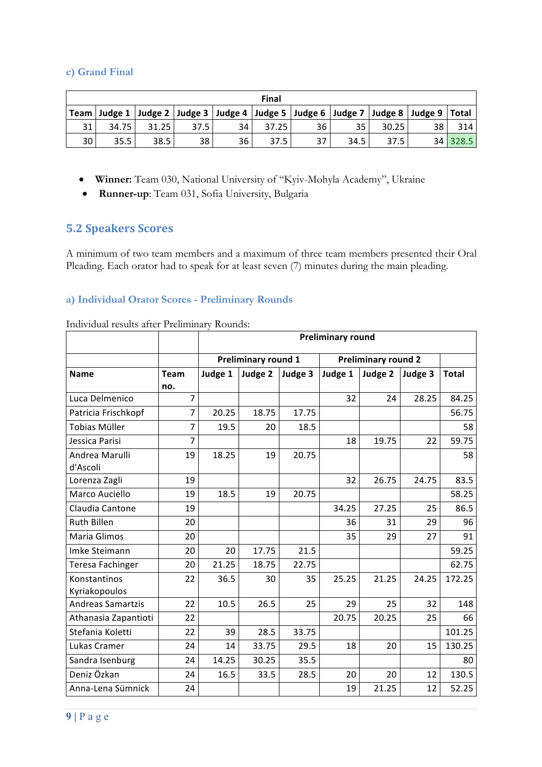### c) Grand Final

| Final | | | | | | | | | | |
|---|---|---|---|---|---|---|---|---|---|---|
| Team | Judge 1 | Judge 2 | Judge 3 | Judge 4 | Judge 5 | Judge 6 | Judge 7 | Judge 8 | Judge 9 | Total |
| 31 | 34.75 | 31.25 | 37.5 | 34 | 37.25 | 36 | 35 | 30.25 | 38 | 314 |
| 30 | 35.5 | 38.5 | 38 | 36 | 37.5 | 37 | 34.5 | 37.5 | 34 | 328.5 |

- **Winner:** Team 030, National University of "Kyiv-Mohyla Academy", Ukraine
- **Runner-up**: Team 031, Sofia University, Bulgaria

## 5.2 Speakers Scores

A minimum of two team members and a maximum of three team members presented their Oral Pleading. Each orator had to speak for at least seven (7) minutes during the main pleading.

### a) Individual Orator Scores - Preliminary Rounds

Individual results after Preliminary Rounds:

| | | Preliminary round | | | | | | |
|---|---|---|---|---|---|---|---|---|
| | | Preliminary round 1 | | | Preliminary round 2 | | | |
| Name | Team no. | Judge 1 | Judge 2 | Judge 3 | Judge 1 | Judge 2 | Judge 3 | Total |
| Luca Delmenico | 7 | | | | 32 | 24 | 28.25 | 84.25 |
| Patricia Frischkopf | 7 | 20.25 | 18.75 | 17.75 | | | | 56.75 |
| Tobias Müller | 7 | 19.5 | 20 | 18.5 | | | | 58 |
| Jessica Parisi | 7 | | | | 18 | 19.75 | 22 | 59.75 |
| Andrea Marulli d'Ascoli | 19 | 18.25 | 19 | 20.75 | | | | 58 |
| Lorenza Zagli | 19 | | | | 32 | 26.75 | 24.75 | 83.5 |
| Marco Auciello | 19 | 18.5 | 19 | 20.75 | | | | 58.25 |
| Claudia Cantone | 19 | | | | 34.25 | 27.25 | 25 | 86.5 |
| Ruth Billen | 20 | | | | 36 | 31 | 29 | 96 |
| Maria Glimos | 20 | | | | 35 | 29 | 27 | 91 |
| Imke Steimann | 20 | 20 | 17.75 | 21.5 | | | | 59.25 |
| Teresa Fachinger | 20 | 21.25 | 18.75 | 22.75 | | | | 62.75 |
| Konstantinos Kyriakopoulos | 22 | 36.5 | 30 | 35 | 25.25 | 21.25 | 24.25 | 172.25 |
| Andreas Samartzis | 22 | 10.5 | 26.5 | 25 | 29 | 25 | 32 | 148 |
| Athanasia Zapantioti | 22 | | | | 20.75 | 20.25 | 25 | 66 |
| Stefania Koletti | 22 | 39 | 28.5 | 33.75 | | | | 101.25 |
| Lukas Cramer | 24 | 14 | 33.75 | 29.5 | 18 | 20 | 15 | 130.25 |
| Sandra Isenburg | 24 | 14.25 | 30.25 | 35.5 | | | | 80 |
| Deniz Özkan | 24 | 16.5 | 33.5 | 28.5 | 20 | 20 | 12 | 130.5 |
| Anna-Lena Sümnick | 24 | | | | 19 | 21.25 | 12 | 52.25 |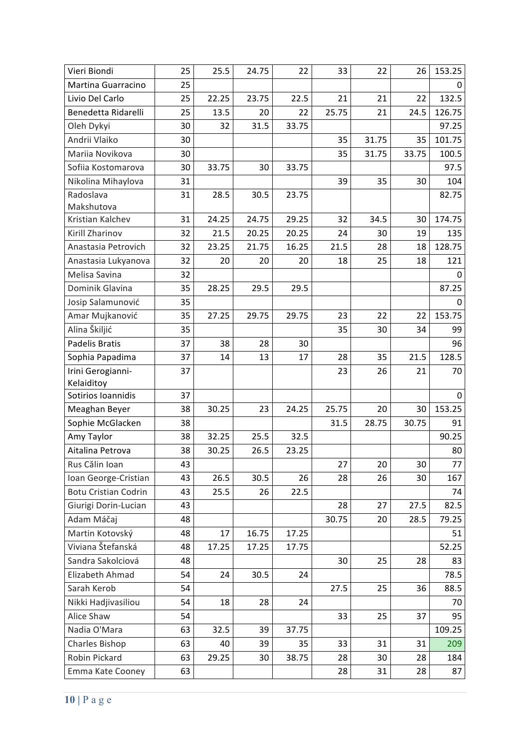| | | | | | | | | |
|---|---|---|---|---|---|---|---|---|
| Vieri Biondi | 25 | 25.5 | 24.75 | 22 | 33 | 22 | 26 | 153.25 |
| Martina Guarracino | 25 | | | | | | | 0 |
| Livio Del Carlo | 25 | 22.25 | 23.75 | 22.5 | 21 | 21 | 22 | 132.5 |
| Benedetta Ridarelli | 25 | 13.5 | 20 | 22 | 25.75 | 21 | 24.5 | 126.75 |
| Oleh Dykyi | 30 | 32 | 31.5 | 33.75 | | | | 97.25 |
| Andrii Vlaiko | 30 | | | | 35 | 31.75 | 35 | 101.75 |
| Mariia Novikova | 30 | | | | 35 | 31.75 | 33.75 | 100.5 |
| Sofiia Kostomarova | 30 | 33.75 | 30 | 33.75 | | | | 97.5 |
| Nikolina Mihaylova | 31 | | | | 39 | 35 | 30 | 104 |
| Radoslava Makshutova | 31 | 28.5 | 30.5 | 23.75 | | | | 82.75 |
| Kristian Kalchev | 31 | 24.25 | 24.75 | 29.25 | 32 | 34.5 | 30 | 174.75 |
| Kirill Zharinov | 32 | 21.5 | 20.25 | 20.25 | 24 | 30 | 19 | 135 |
| Anastasia Petrovich | 32 | 23.25 | 21.75 | 16.25 | 21.5 | 28 | 18 | 128.75 |
| Anastasia Lukyanova | 32 | 20 | 20 | 20 | 18 | 25 | 18 | 121 |
| Melisa Savina | 32 | | | | | | | 0 |
| Dominik Glavina | 35 | 28.25 | 29.5 | 29.5 | | | | 87.25 |
| Josip Salamunović | 35 | | | | | | | 0 |
| Amar Mujkanović | 35 | 27.25 | 29.75 | 29.75 | 23 | 22 | 22 | 153.75 |
| Alina Škiljić | 35 | | | | 35 | 30 | 34 | 99 |
| Padelis Bratis | 37 | 38 | 28 | 30 | | | | 96 |
| Sophia Papadima | 37 | 14 | 13 | 17 | 28 | 35 | 21.5 | 128.5 |
| Irini Gerogianni-Kelaiditoy | 37 | | | | 23 | 26 | 21 | 70 |
| Sotirios Ioannidis | 37 | | | | | | | 0 |
| Meaghan Beyer | 38 | 30.25 | 23 | 24.25 | 25.75 | 20 | 30 | 153.25 |
| Sophie McGlacken | 38 | | | | 31.5 | 28.75 | 30.75 | 91 |
| Amy Taylor | 38 | 32.25 | 25.5 | 32.5 | | | | 90.25 |
| Aitalina Petrova | 38 | 30.25 | 26.5 | 23.25 | | | | 80 |
| Rus Călin Ioan | 43 | | | | 27 | 20 | 30 | 77 |
| Ioan George-Cristian | 43 | 26.5 | 30.5 | 26 | 28 | 26 | 30 | 167 |
| Botu Cristian Codrin | 43 | 25.5 | 26 | 22.5 | | | | 74 |
| Giurigi Dorin-Lucian | 43 | | | | 28 | 27 | 27.5 | 82.5 |
| Adam Máčaj | 48 | | | | 30.75 | 20 | 28.5 | 79.25 |
| Martin Kotovský | 48 | 17 | 16.75 | 17.25 | | | | 51 |
| Viviana Štefanská | 48 | 17.25 | 17.25 | 17.75 | | | | 52.25 |
| Sandra Sakolciová | 48 | | | | 30 | 25 | 28 | 83 |
| Elizabeth Ahmad | 54 | 24 | 30.5 | 24 | | | | 78.5 |
| Sarah Kerob | 54 | | | | 27.5 | 25 | 36 | 88.5 |
| Nikki Hadjivasiliou | 54 | 18 | 28 | 24 | | | | 70 |
| Alice Shaw | 54 | | | | 33 | 25 | 37 | 95 |
| Nadia O'Mara | 63 | 32.5 | 39 | 37.75 | | | | 109.25 |
| Charles Bishop | 63 | 40 | 39 | 35 | 33 | 31 | 31 | 209 |
| Robin Pickard | 63 | 29.25 | 30 | 38.75 | 28 | 30 | 28 | 184 |
| Emma Kate Cooney | 63 | | | | 28 | 31 | 28 | 87 |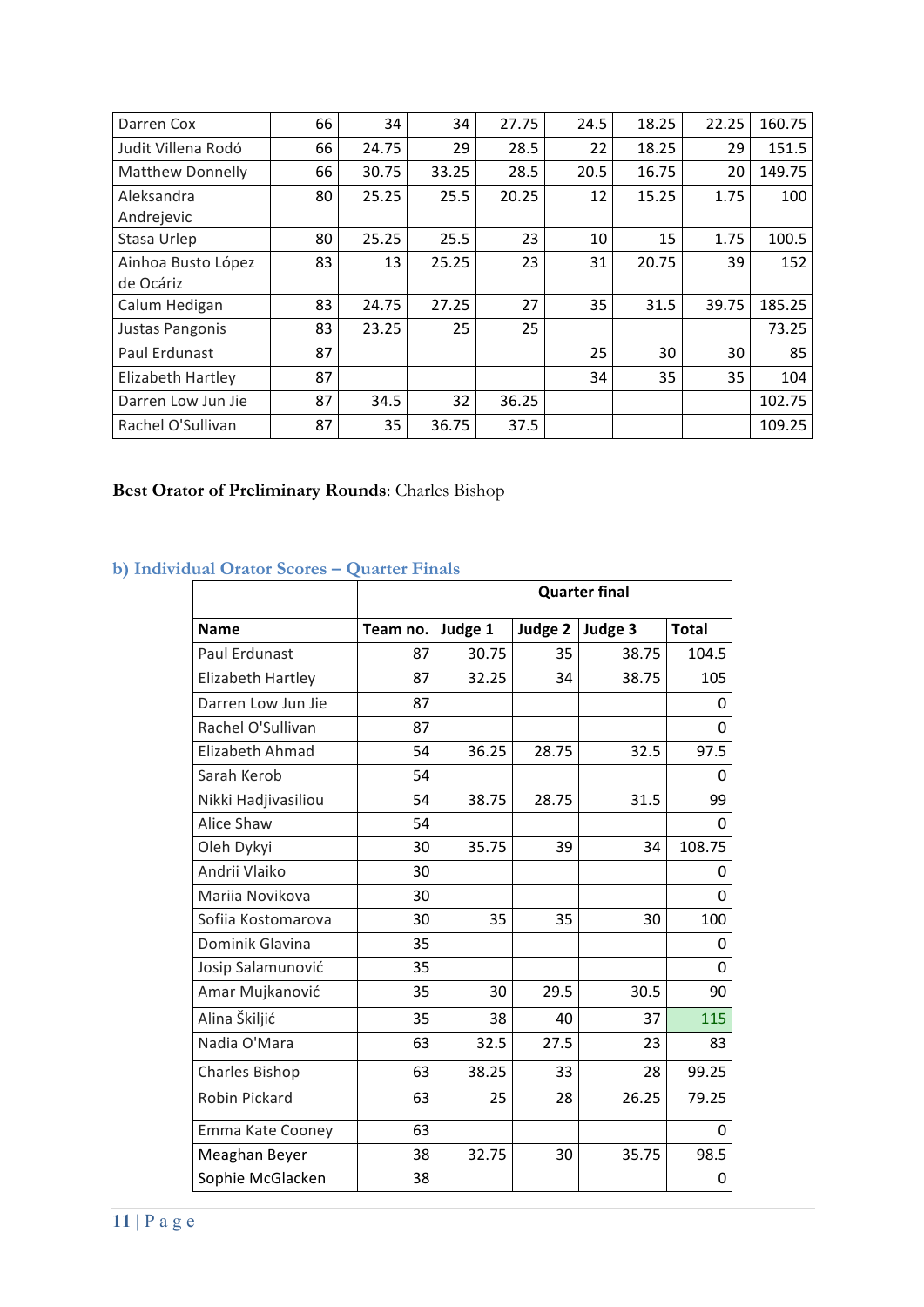| | | | | | | | | |
|---|---|---|---|---|---|---|---|---|
| Darren Cox | 66 | 34 | 34 | 27.75 | 24.5 | 18.25 | 22.25 | 160.75 |
| Judit Villena Rodó | 66 | 24.75 | 29 | 28.5 | 22 | 18.25 | 29 | 151.5 |
| Matthew Donnelly | 66 | 30.75 | 33.25 | 28.5 | 20.5 | 16.75 | 20 | 149.75 |
| Aleksandra Andrejevic | 80 | 25.25 | 25.5 | 20.25 | 12 | 15.25 | 1.75 | 100 |
| Stasa Urlep | 80 | 25.25 | 25.5 | 23 | 10 | 15 | 1.75 | 100.5 |
| Ainhoa Busto López de Ocáriz | 83 | 13 | 25.25 | 23 | 31 | 20.75 | 39 | 152 |
| Calum Hedigan | 83 | 24.75 | 27.25 | 27 | 35 | 31.5 | 39.75 | 185.25 |
| Justas Pangonis | 83 | 23.25 | 25 | 25 | | | | 73.25 |
| Paul Erdunast | 87 | | | | 25 | 30 | 30 | 85 |
| Elizabeth Hartley | 87 | | | | 34 | 35 | 35 | 104 |
| Darren Low Jun Jie | 87 | 34.5 | 32 | 36.25 | | | | 102.75 |
| Rachel O'Sullivan | 87 | 35 | 36.75 | 37.5 | | | | 109.25 |

**Best Orator of Preliminary Rounds**: Charles Bishop

### b) Individual Orator Scores – Quarter Finals

| | | Quarter final | | | |
|---|---|---|---|---|---|
| **Name** | **Team no.** | **Judge 1** | **Judge 2** | **Judge 3** | **Total** |
| Paul Erdunast | 87 | 30.75 | 35 | 38.75 | 104.5 |
| Elizabeth Hartley | 87 | 32.25 | 34 | 38.75 | 105 |
| Darren Low Jun Jie | 87 | | | | 0 |
| Rachel O'Sullivan | 87 | | | | 0 |
| Elizabeth Ahmad | 54 | 36.25 | 28.75 | 32.5 | 97.5 |
| Sarah Kerob | 54 | | | | 0 |
| Nikki Hadjivasiliou | 54 | 38.75 | 28.75 | 31.5 | 99 |
| Alice Shaw | 54 | | | | 0 |
| Oleh Dykyi | 30 | 35.75 | 39 | 34 | 108.75 |
| Andrii Vlaiko | 30 | | | | 0 |
| Mariia Novikova | 30 | | | | 0 |
| Sofiia Kostomarova | 30 | 35 | 35 | 30 | 100 |
| Dominik Glavina | 35 | | | | 0 |
| Josip Salamunović | 35 | | | | 0 |
| Amar Mujkanović | 35 | 30 | 29.5 | 30.5 | 90 |
| Alina Škiljić | 35 | 38 | 40 | 37 | 115 |
| Nadia O'Mara | 63 | 32.5 | 27.5 | 23 | 83 |
| Charles Bishop | 63 | 38.25 | 33 | 28 | 99.25 |
| Robin Pickard | 63 | 25 | 28 | 26.25 | 79.25 |
| Emma Kate Cooney | 63 | | | | 0 |
| Meaghan Beyer | 38 | 32.75 | 30 | 35.75 | 98.5 |
| Sophie McGlacken | 38 | | | | 0 |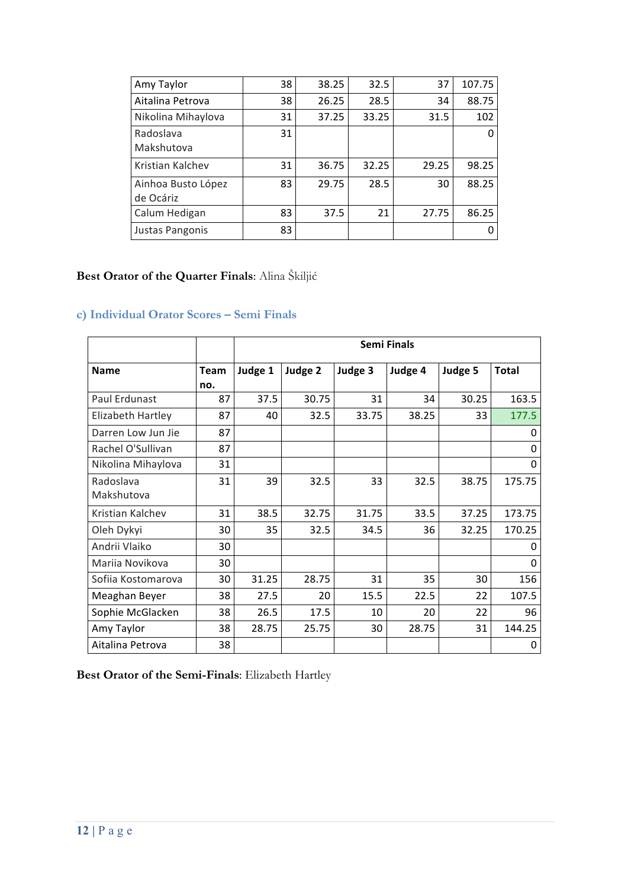| | | | | | |
|---|---|---|---|---|---|
| Amy Taylor | 38 | 38.25 | 32.5 | 37 | 107.75 |
| Aitalina Petrova | 38 | 26.25 | 28.5 | 34 | 88.75 |
| Nikolina Mihaylova | 31 | 37.25 | 33.25 | 31.5 | 102 |
| Radoslava Makshutova | 31 | | | | 0 |
| Kristian Kalchev | 31 | 36.75 | 32.25 | 29.25 | 98.25 |
| Ainhoa Busto López de Ocáriz | 83 | 29.75 | 28.5 | 30 | 88.25 |
| Calum Hedigan | 83 | 37.5 | 21 | 27.75 | 86.25 |
| Justas Pangonis | 83 | | | | 0 |

**Best Orator of the Quarter Finals**: Alina Škiljić

### c) Individual Orator Scores – Semi Finals

| | | Semi Finals | | | | | |
|---|---|---|---|---|---|---|---|
| **Name** | **Team no.** | **Judge 1** | **Judge 2** | **Judge 3** | **Judge 4** | **Judge 5** | **Total** |
| Paul Erdunast | 87 | 37.5 | 30.75 | 31 | 34 | 30.25 | 163.5 |
| Elizabeth Hartley | 87 | 40 | 32.5 | 33.75 | 38.25 | 33 | 177.5 |
| Darren Low Jun Jie | 87 | | | | | | 0 |
| Rachel O'Sullivan | 87 | | | | | | 0 |
| Nikolina Mihaylova | 31 | | | | | | 0 |
| Radoslava Makshutova | 31 | 39 | 32.5 | 33 | 32.5 | 38.75 | 175.75 |
| Kristian Kalchev | 31 | 38.5 | 32.75 | 31.75 | 33.5 | 37.25 | 173.75 |
| Oleh Dykyi | 30 | 35 | 32.5 | 34.5 | 36 | 32.25 | 170.25 |
| Andrii Vlaiko | 30 | | | | | | 0 |
| Mariia Novikova | 30 | | | | | | 0 |
| Sofiia Kostomarova | 30 | 31.25 | 28.75 | 31 | 35 | 30 | 156 |
| Meaghan Beyer | 38 | 27.5 | 20 | 15.5 | 22.5 | 22 | 107.5 |
| Sophie McGlacken | 38 | 26.5 | 17.5 | 10 | 20 | 22 | 96 |
| Amy Taylor | 38 | 28.75 | 25.75 | 30 | 28.75 | 31 | 144.25 |
| Aitalina Petrova | 38 | | | | | | 0 |

**Best Orator of the Semi-Finals**: Elizabeth Hartley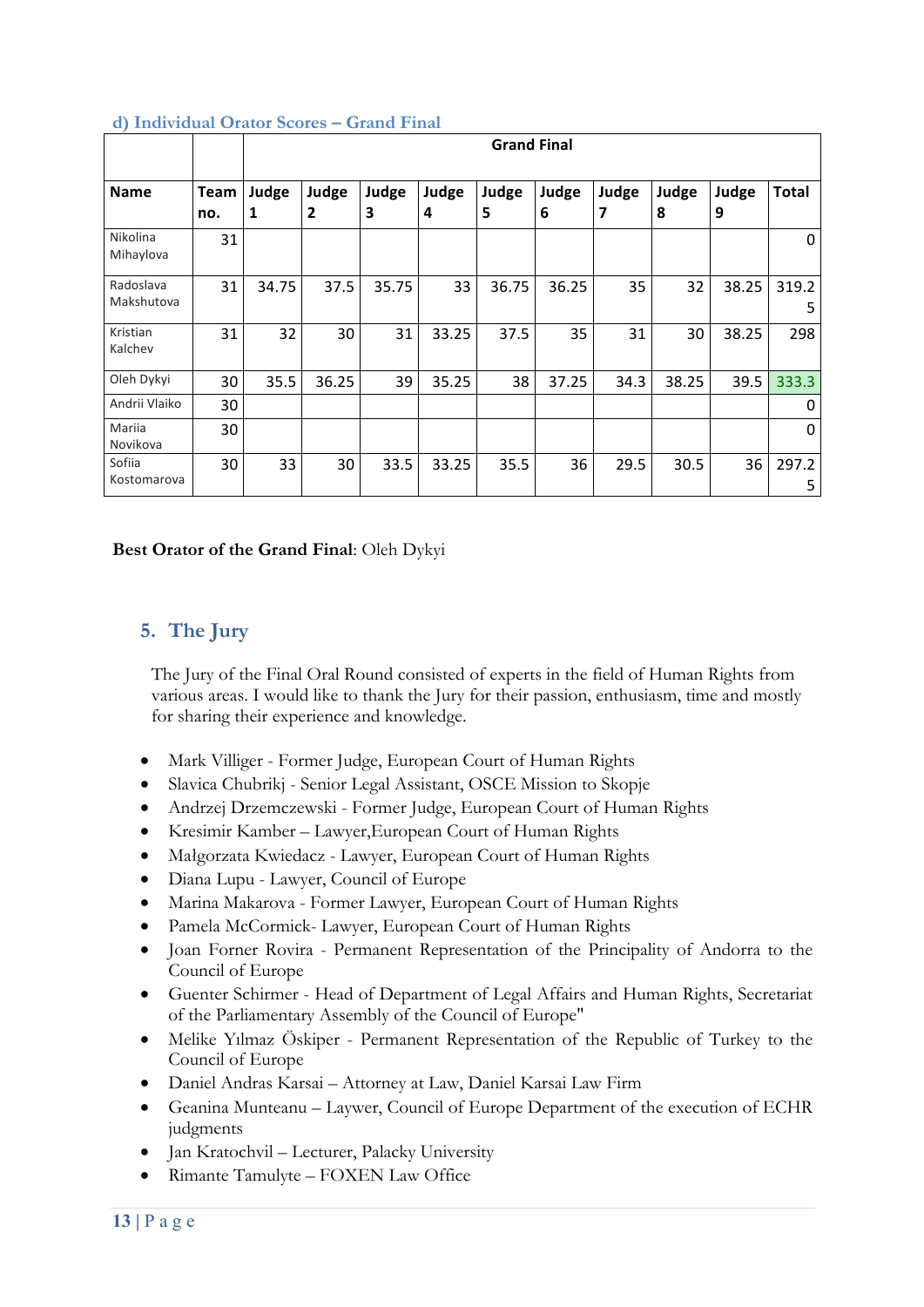### d) Individual Orator Scores – Grand Final

| | | Grand Final | | | | | | | | | |
|---|---|---|---|---|---|---|---|---|---|---|---|
| **Name** | **Team no.** | **Judge 1** | **Judge 2** | **Judge 3** | **Judge 4** | **Judge 5** | **Judge 6** | **Judge 7** | **Judge 8** | **Judge 9** | **Total** |
| Nikolina Mihaylova | 31 | | | | | | | | | | 0 |
| Radoslava Makshutova | 31 | 34.75 | 37.5 | 35.75 | 33 | 36.75 | 36.25 | 35 | 32 | 38.25 | 319.25 |
| Kristian Kalchev | 31 | 32 | 30 | 31 | 33.25 | 37.5 | 35 | 31 | 30 | 38.25 | 298 |
| Oleh Dykyi | 30 | 35.5 | 36.25 | 39 | 35.25 | 38 | 37.25 | 34.3 | 38.25 | 39.5 | 333.3 |
| Andrii Vlaiko | 30 | | | | | | | | | | 0 |
| Mariia Novikova | 30 | | | | | | | | | | 0 |
| Sofiia Kostomarova | 30 | 33 | 30 | 33.5 | 33.25 | 35.5 | 36 | 29.5 | 30.5 | 36 | 297.25 |

**Best Orator of the Grand Final**: Oleh Dykyi

## 5. The Jury

The Jury of the Final Oral Round consisted of experts in the field of Human Rights from various areas. I would like to thank the Jury for their passion, enthusiasm, time and mostly for sharing their experience and knowledge.

- Mark Villiger - Former Judge, European Court of Human Rights
- Slavica Chubrikj - Senior Legal Assistant, OSCE Mission to Skopje
- Andrzej Drzemczewski - Former Judge, European Court of Human Rights
- Kresimir Kamber – Lawyer,European Court of Human Rights
- Małgorzata Kwiedacz - Lawyer, European Court of Human Rights
- Diana Lupu - Lawyer, Council of Europe
- Marina Makarova - Former Lawyer, European Court of Human Rights
- Pamela McCormick- Lawyer, European Court of Human Rights
- Joan Forner Rovira - Permanent Representation of the Principality of Andorra to the Council of Europe
- Guenter Schirmer - Head of Department of Legal Affairs and Human Rights, Secretariat of the Parliamentary Assembly of the Council of Europe"
- Melike Yılmaz Öskiper - Permanent Representation of the Republic of Turkey to the Council of Europe
- Daniel Andras Karsai – Attorney at Law, Daniel Karsai Law Firm
- Geanina Munteanu – Laywer, Council of Europe Department of the execution of ECHR judgments
- Jan Kratochvil – Lecturer, Palacky University
- Rimante Tamulyte – FOXEN Law Office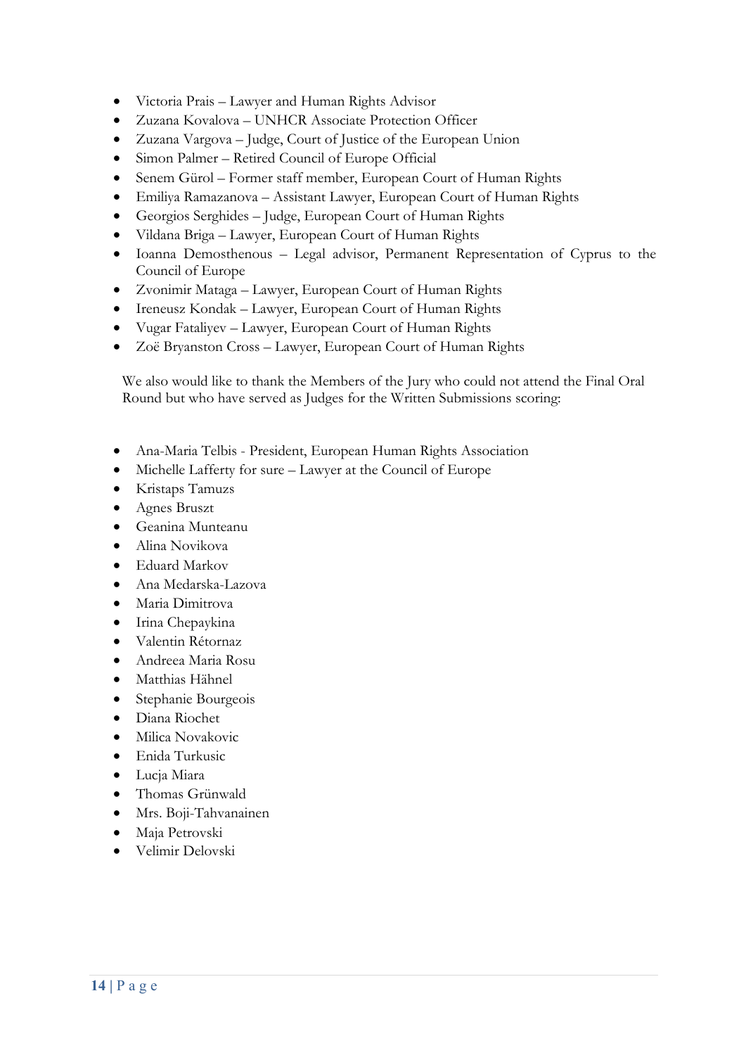- Victoria Prais – Lawyer and Human Rights Advisor
- Zuzana Kovalova – UNHCR Associate Protection Officer
- Zuzana Vargova – Judge, Court of Justice of the European Union
- Simon Palmer – Retired Council of Europe Official
- Senem Gürol – Former staff member, European Court of Human Rights
- Emiliya Ramazanova – Assistant Lawyer, European Court of Human Rights
- Georgios Serghides – Judge, European Court of Human Rights
- Vildana Briga – Lawyer, European Court of Human Rights
- Ioanna Demosthenous – Legal advisor, Permanent Representation of Cyprus to the Council of Europe
- Zvonimir Mataga – Lawyer, European Court of Human Rights
- Ireneusz Kondak – Lawyer, European Court of Human Rights
- Vugar Fataliyev – Lawyer, European Court of Human Rights
- Zoë Bryanston Cross – Lawyer, European Court of Human Rights

We also would like to thank the Members of the Jury who could not attend the Final Oral Round but who have served as Judges for the Written Submissions scoring:

- Ana-Maria Telbis - President, European Human Rights Association
- Michelle Lafferty for sure – Lawyer at the Council of Europe
- Kristaps Tamuzs
- Agnes Bruszt
- Geanina Munteanu
- Alina Novikova
- Eduard Markov
- Ana Medarska-Lazova
- Maria Dimitrova
- Irina Chepaykina
- Valentin Rétornaz
- Andreea Maria Rosu
- Matthias Hähnel
- Stephanie Bourgeois
- Diana Riochet
- Milica Novakovic
- Enida Turkusic
- Lucja Miara
- Thomas Grünwald
- Mrs. Boji-Tahvanainen
- Maja Petrovski
- Velimir Delovski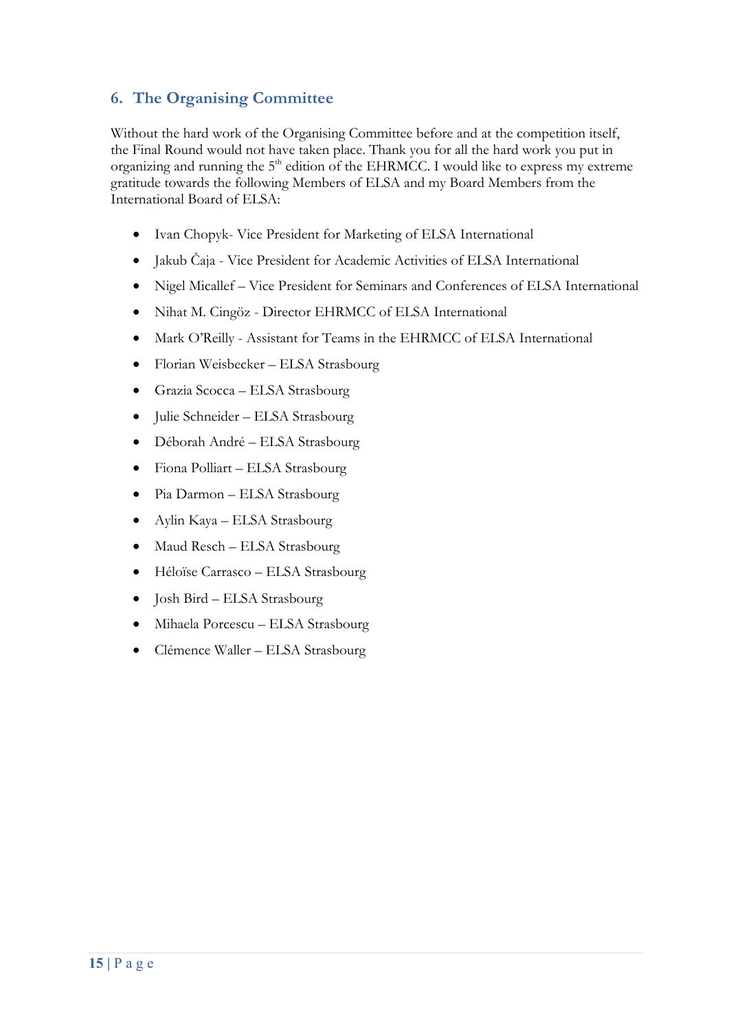## 6. The Organising Committee

Without the hard work of the Organising Committee before and at the competition itself, the Final Round would not have taken place. Thank you for all the hard work you put in organizing and running the 5th edition of the EHRMCC. I would like to express my extreme gratitude towards the following Members of ELSA and my Board Members from the International Board of ELSA:

- Ivan Chopyk- Vice President for Marketing of ELSA International
- Jakub Čaja - Vice President for Academic Activities of ELSA International
- Nigel Micallef – Vice President for Seminars and Conferences of ELSA International
- Nihat M. Cingöz - Director EHRMCC of ELSA International
- Mark O'Reilly - Assistant for Teams in the EHRMCC of ELSA International
- Florian Weisbecker – ELSA Strasbourg
- Grazia Scocca – ELSA Strasbourg
- Julie Schneider – ELSA Strasbourg
- Déborah André – ELSA Strasbourg
- Fiona Polliart – ELSA Strasbourg
- Pia Darmon – ELSA Strasbourg
- Aylin Kaya – ELSA Strasbourg
- Maud Resch – ELSA Strasbourg
- Héloïse Carrasco – ELSA Strasbourg
- Josh Bird – ELSA Strasbourg
- Mihaela Porcescu – ELSA Strasbourg
- Clémence Waller – ELSA Strasbourg